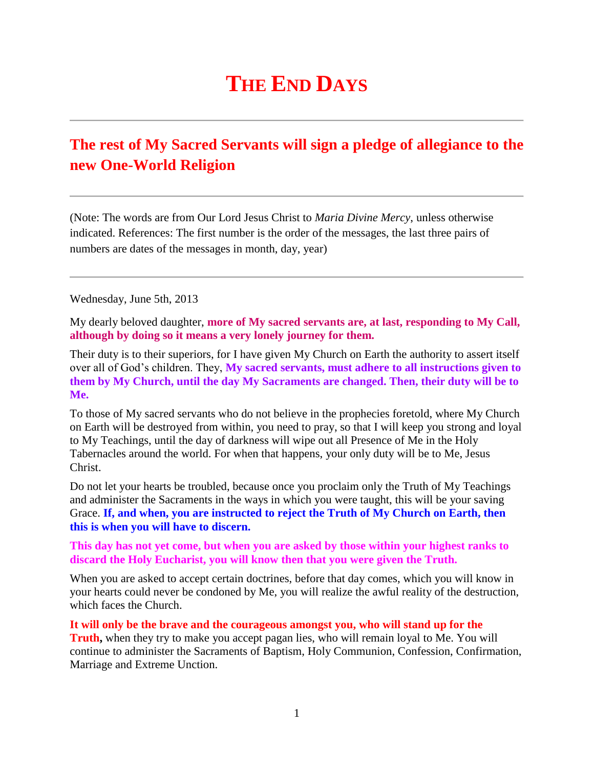# THE END DAYS

---

## The rest of My Sacred Servants will sign a pledge of allegiance to the new One-World Religion

---

(Note: The words are from Our Lord Jesus Christ to *Maria Divine Mercy*, unless otherwise indicated. References: The first number is the order of the messages, the last three pairs of numbers are dates of the messages in month, day, year)

---

Wednesday, June 5th, 2013

My dearly beloved daughter, **more of My sacred servants are, at last, responding to My Call, although by doing so it means a very lonely journey for them.**

Their duty is to their superiors, for I have given My Church on Earth the authority to assert itself over all of God's children. They, **My sacred servants, must adhere to all instructions given to them by My Church, until the day My Sacraments are changed. Then, their duty will be to Me.**

To those of My sacred servants who do not believe in the prophecies foretold, where My Church on Earth will be destroyed from within, you need to pray, so that I will keep you strong and loyal to My Teachings, until the day of darkness will wipe out all Presence of Me in the Holy Tabernacles around the world. For when that happens, your only duty will be to Me, Jesus Christ.

Do not let your hearts be troubled, because once you proclaim only the Truth of My Teachings and administer the Sacraments in the ways in which you were taught, this will be your saving Grace. **If, and when, you are instructed to reject the Truth of My Church on Earth, then this is when you will have to discern.**

**This day has not yet come, but when you are asked by those within your highest ranks to discard the Holy Eucharist, you will know then that you were given the Truth.**

When you are asked to accept certain doctrines, before that day comes, which you will know in your hearts could never be condoned by Me, you will realize the awful reality of the destruction, which faces the Church.

**It will only be the brave and the courageous amongst you, who will stand up for the Truth,** when they try to make you accept pagan lies, who will remain loyal to Me. You will continue to administer the Sacraments of Baptism, Holy Communion, Confession, Confirmation, Marriage and Extreme Unction.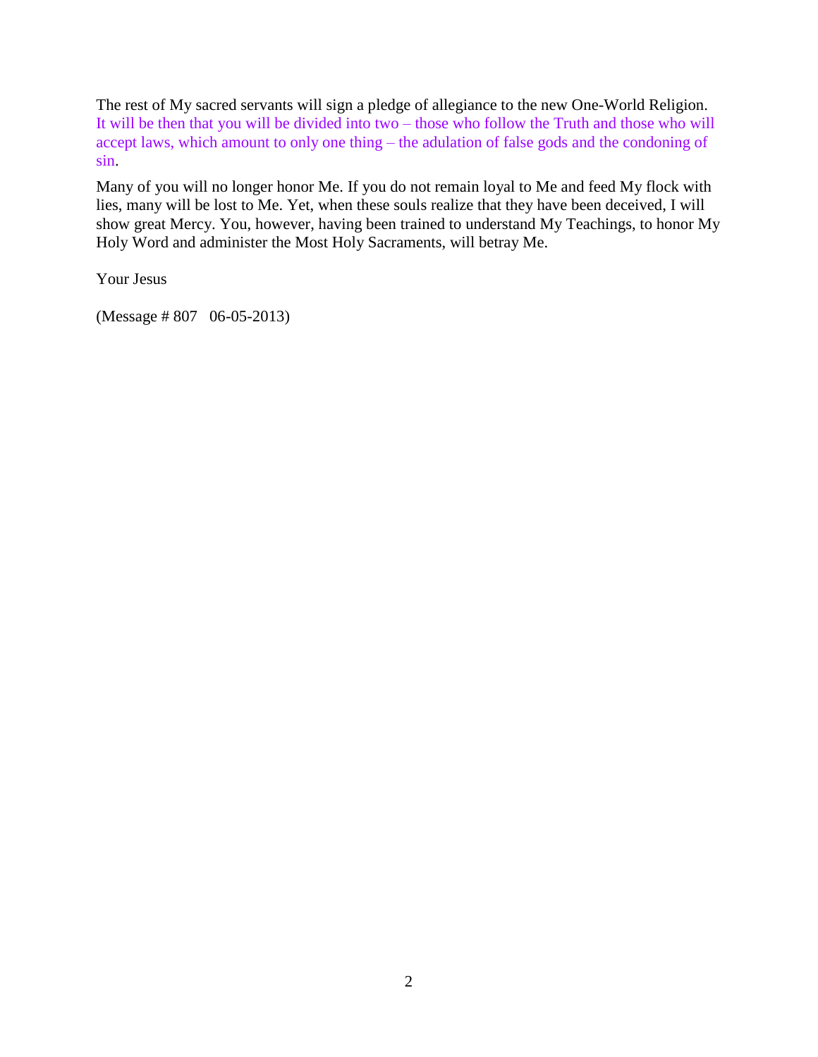The rest of My sacred servants will sign a pledge of allegiance to the new One-World Religion. It will be then that you will be divided into two – those who follow the Truth and those who will accept laws, which amount to only one thing – the adulation of false gods and the condoning of sin.

Many of you will no longer honor Me. If you do not remain loyal to Me and feed My flock with lies, many will be lost to Me. Yet, when these souls realize that they have been deceived, I will show great Mercy. You, however, having been trained to understand My Teachings, to honor My Holy Word and administer the Most Holy Sacraments, will betray Me.

Your Jesus

(Message # 807 06-05-2013)